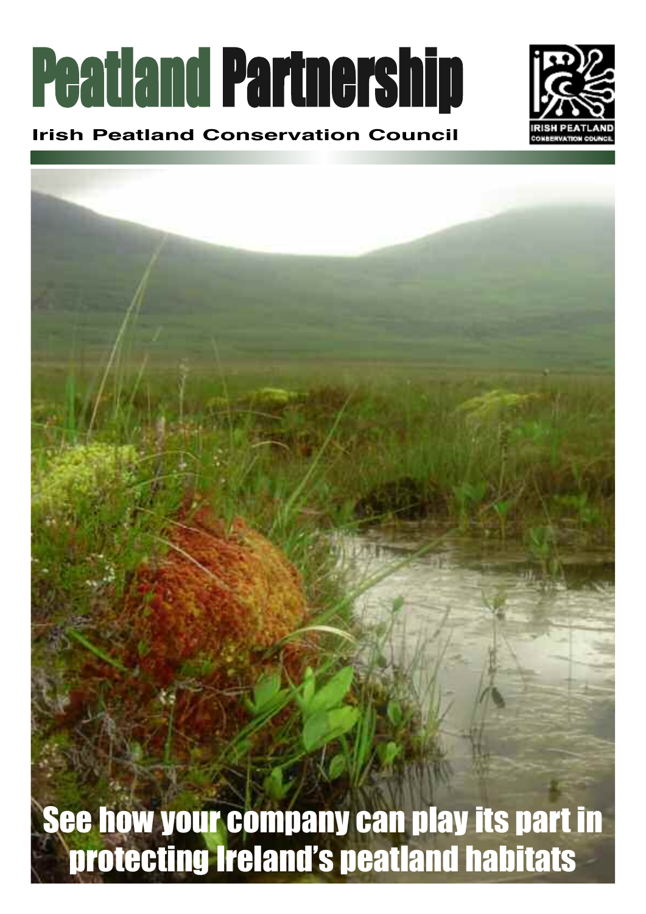# Peatland Partnership

**Irish Peatland Conservation Council**

IRISH PEATLAND CONSERVATION COUNCIL

## See how your company can play its part in protecting Ireland's peatland habitats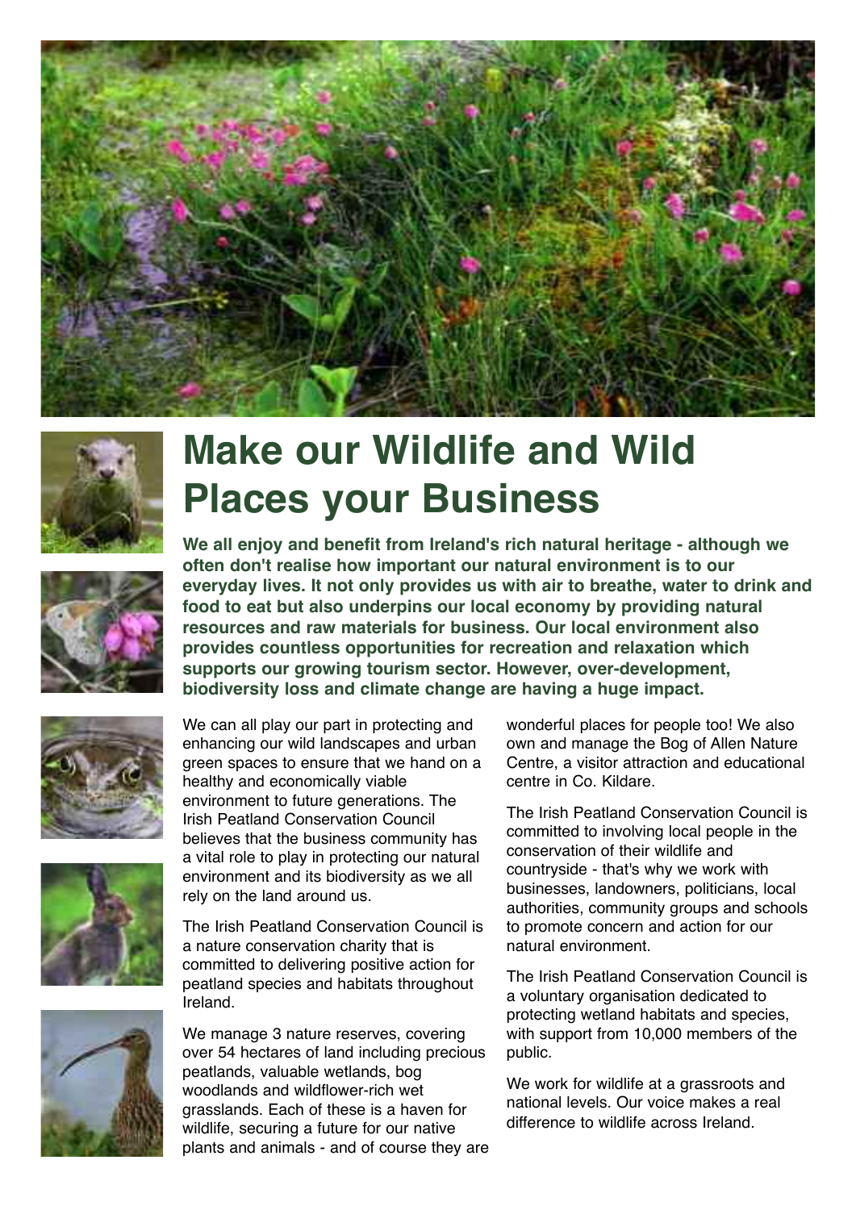# Make our Wildlife and Wild Places your Business

**We all enjoy and benefit from Ireland's rich natural heritage - although we often don't realise how important our natural environment is to our everyday lives. It not only provides us with air to breathe, water to drink and food to eat but also underpins our local economy by providing natural resources and raw materials for business. Our local environment also provides countless opportunities for recreation and relaxation which supports our growing tourism sector. However, over-development, biodiversity loss and climate change are having a huge impact.**

We can all play our part in protecting and enhancing our wild landscapes and urban green spaces to ensure that we hand on a healthy and economically viable environment to future generations. The Irish Peatland Conservation Council believes that the business community has a vital role to play in protecting our natural environment and its biodiversity as we all rely on the land around us.

The Irish Peatland Conservation Council is a nature conservation charity that is committed to delivering positive action for peatland species and habitats throughout Ireland.

We manage 3 nature reserves, covering over 54 hectares of land including precious peatlands, valuable wetlands, bog woodlands and wildflower-rich wet grasslands. Each of these is a haven for wildlife, securing a future for our native plants and animals - and of course they are wonderful places for people too! We also own and manage the Bog of Allen Nature Centre, a visitor attraction and educational centre in Co. Kildare.

The Irish Peatland Conservation Council is committed to involving local people in the conservation of their wildlife and countryside - that's why we work with businesses, landowners, politicians, local authorities, community groups and schools to promote concern and action for our natural environment.

The Irish Peatland Conservation Council is a voluntary organisation dedicated to protecting wetland habitats and species, with support from 10,000 members of the public.

We work for wildlife at a grassroots and national levels. Our voice makes a real difference to wildlife across Ireland.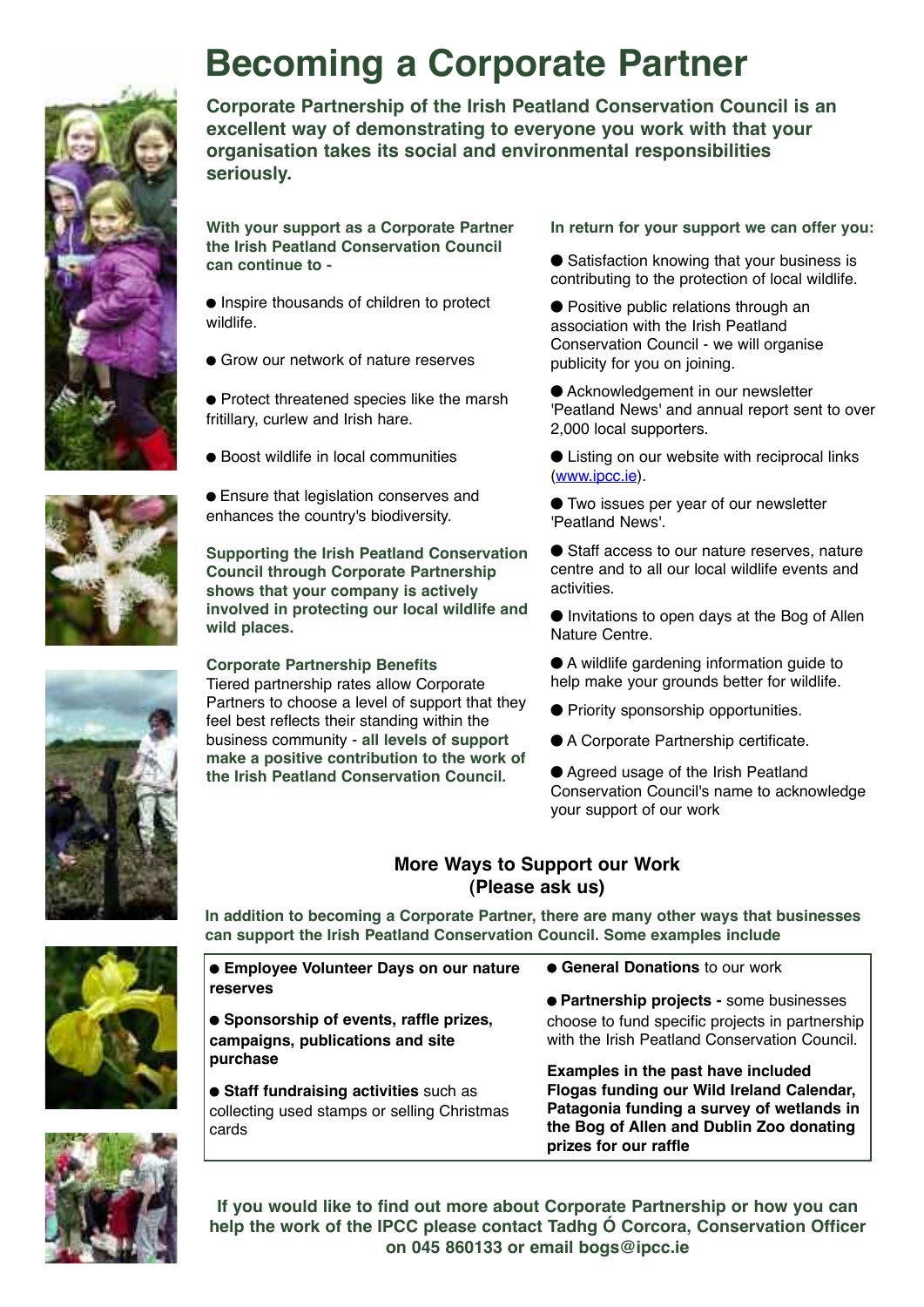# Becoming a Corporate Partner

**Corporate Partnership of the Irish Peatland Conservation Council is an excellent way of demonstrating to everyone you work with that your organisation takes its social and environmental responsibilities seriously.**

**With your support as a Corporate Partner the Irish Peatland Conservation Council can continue to -**

- Inspire thousands of children to protect wildlife.
- Grow our network of nature reserves
- Protect threatened species like the marsh fritillary, curlew and Irish hare.
- Boost wildlife in local communities
- Ensure that legislation conserves and enhances the country's biodiversity.

**Supporting the Irish Peatland Conservation Council through Corporate Partnership shows that your company is actively involved in protecting our local wildlife and wild places.**

**Corporate Partnership Benefits**
Tiered partnership rates allow Corporate Partners to choose a level of support that they feel best reflects their standing within the business community - **all levels of support make a positive contribution to the work of the Irish Peatland Conservation Council.**

**In return for your support we can offer you:**

- Satisfaction knowing that your business is contributing to the protection of local wildlife.
- Positive public relations through an association with the Irish Peatland Conservation Council - we will organise publicity for you on joining.
- Acknowledgement in our newsletter 'Peatland News' and annual report sent to over 2,000 local supporters.
- Listing on our website with reciprocal links (www.ipcc.ie).
- Two issues per year of our newsletter 'Peatland News'.
- Staff access to our nature reserves, nature centre and to all our local wildlife events and activities.
- Invitations to open days at the Bog of Allen Nature Centre.
- A wildlife gardening information guide to help make your grounds better for wildlife.
- Priority sponsorship opportunities.
- A Corporate Partnership certificate.
- Agreed usage of the Irish Peatland Conservation Council's name to acknowledge your support of our work

## More Ways to Support our Work (Please ask us)

**In addition to becoming a Corporate Partner, there are many other ways that businesses can support the Irish Peatland Conservation Council. Some examples include**

- **Employee Volunteer Days on our nature reserves**
- **Sponsorship of events, raffle prizes, campaigns, publications and site purchase**
- **Staff fundraising activities** such as collecting used stamps or selling Christmas cards
- **General Donations** to our work
- **Partnership projects -** some businesses choose to fund specific projects in partnership with the Irish Peatland Conservation Council.

**Examples in the past have included Flogas funding our Wild Ireland Calendar, Patagonia funding a survey of wetlands in the Bog of Allen and Dublin Zoo donating prizes for our raffle**

**If you would like to find out more about Corporate Partnership or how you can help the work of the IPCC please contact Tadhg Ó Corcora, Conservation Officer on 045 860133 or email bogs@ipcc.ie**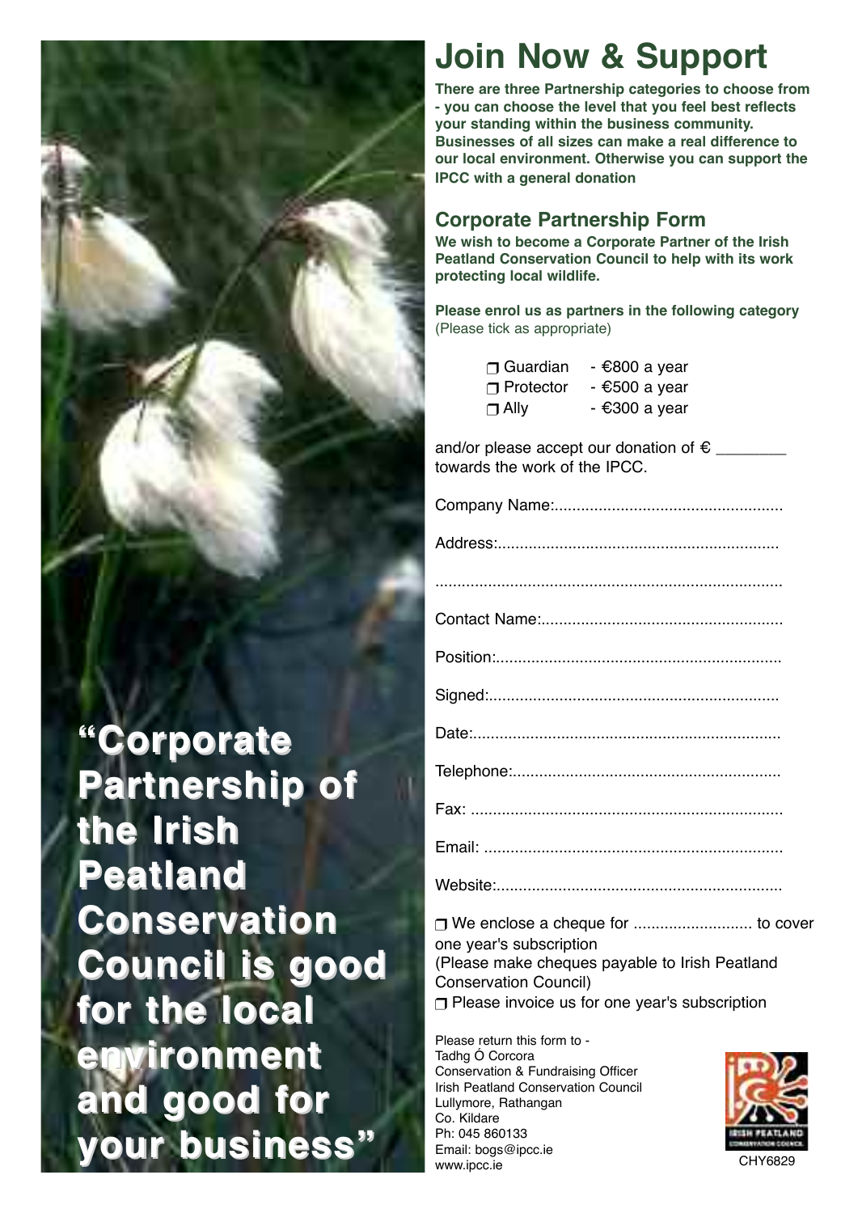"Corporate Partnership of the Irish Peatland Conservation Council is good for the local environment and good for your business"

# Join Now & Support

**There are three Partnership categories to choose from - you can choose the level that you feel best reflects your standing within the business community. Businesses of all sizes can make a real difference to our local environment. Otherwise you can support the IPCC with a general donation**

## Corporate Partnership Form

**We wish to become a Corporate Partner of the Irish Peatland Conservation Council to help with its work protecting local wildlife.**

**Please enrol us as partners in the following category** (Please tick as appropriate)

- ☐ Guardian - €800 a year
- ☐ Protector - €500 a year
- ☐ Ally - €300 a year

and/or please accept our donation of € ________ towards the work of the IPCC.

Company Name:....................................................

Address:................................................................

...............................................................................

Contact Name:.......................................................

Position:.................................................................

Signed:..................................................................

Date:......................................................................

Telephone:.............................................................

Fax: .......................................................................

Email: ....................................................................

Website:.................................................................

☐ We enclose a cheque for ........................... to cover one year's subscription
(Please make cheques payable to Irish Peatland Conservation Council)
☐ Please invoice us for one year's subscription

Please return this form to -
Tadhg Ó Corcora
Conservation & Fundraising Officer
Irish Peatland Conservation Council
Lullymore, Rathangan
Co. Kildare
Ph: 045 860133
Email: bogs@ipcc.ie
www.ipcc.ie

IRISH PEATLAND CONSERVATION COUNCIL

CHY6829